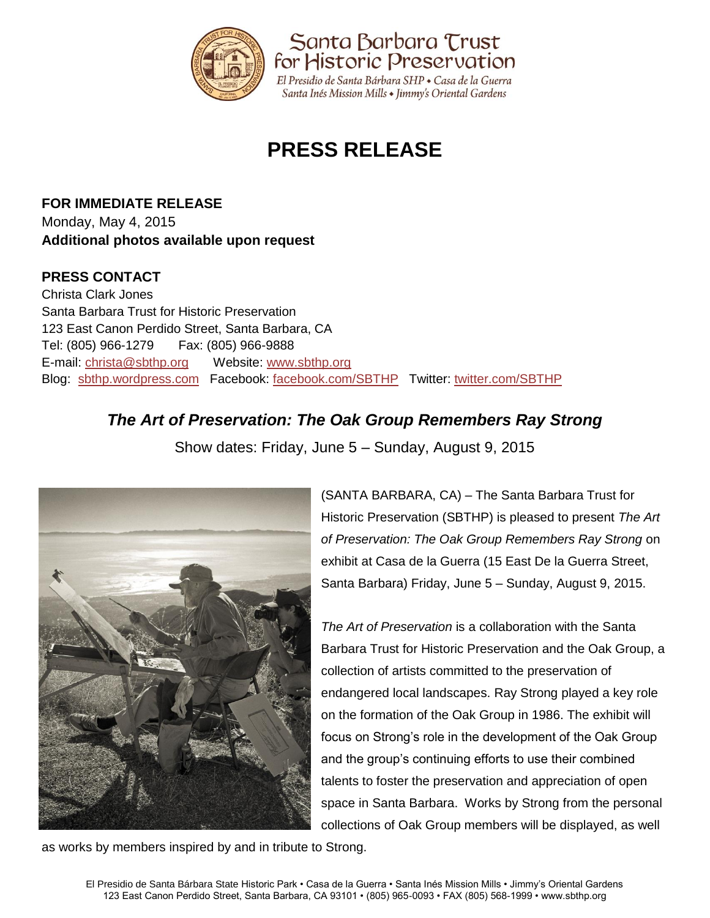Santa Barbara Trust for Historic Preservation

El Presidio de Santa Bárbara SHP • Casa de la Guerra
Santa Inés Mission Mills • Jimmy's Oriental Gardens

# PRESS RELEASE

**FOR IMMEDIATE RELEASE**
Monday, May 4, 2015
**Additional photos available upon request**

**PRESS CONTACT**
Christa Clark Jones
Santa Barbara Trust for Historic Preservation
123 East Canon Perdido Street, Santa Barbara, CA
Tel: (805) 966-1279 Fax: (805) 966-9888
E-mail: christa@sbthp.org Website: www.sbthp.org
Blog: sbthp.wordpress.com Facebook: facebook.com/SBTHP Twitter: twitter.com/SBTHP

## *The Art of Preservation: The Oak Group Remembers Ray Strong*

Show dates: Friday, June 5 – Sunday, August 9, 2015

(SANTA BARBARA, CA) – The Santa Barbara Trust for Historic Preservation (SBTHP) is pleased to present *The Art of Preservation: The Oak Group Remembers Ray Strong* on exhibit at Casa de la Guerra (15 East De la Guerra Street, Santa Barbara) Friday, June 5 – Sunday, August 9, 2015.

*The Art of Preservation* is a collaboration with the Santa Barbara Trust for Historic Preservation and the Oak Group, a collection of artists committed to the preservation of endangered local landscapes. Ray Strong played a key role on the formation of the Oak Group in 1986. The exhibit will focus on Strong's role in the development of the Oak Group and the group's continuing efforts to use their combined talents to foster the preservation and appreciation of open space in Santa Barbara. Works by Strong from the personal collections of Oak Group members will be displayed, as well as works by members inspired by and in tribute to Strong.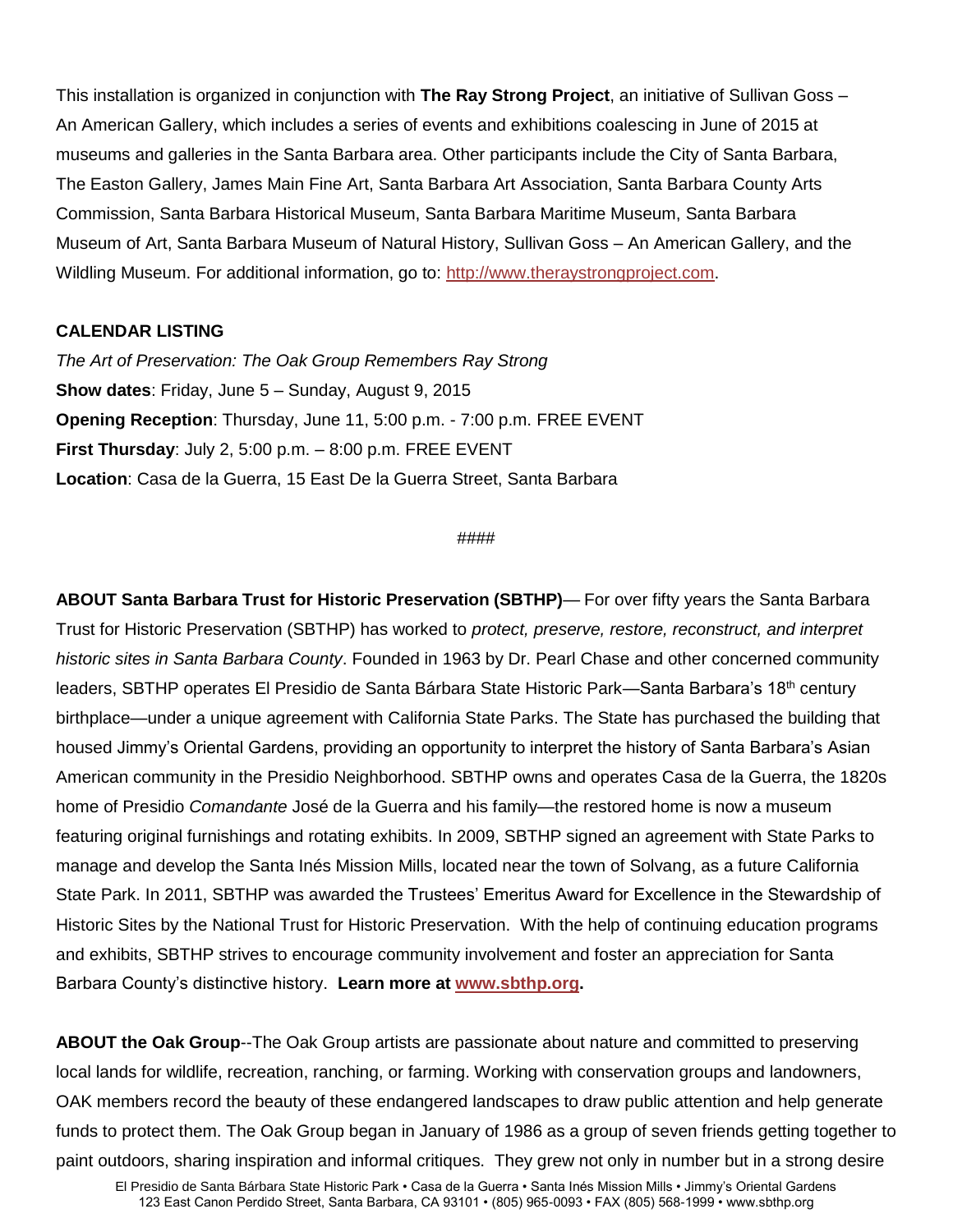This installation is organized in conjunction with **The Ray Strong Project**, an initiative of Sullivan Goss – An American Gallery, which includes a series of events and exhibitions coalescing in June of 2015 at museums and galleries in the Santa Barbara area. Other participants include the City of Santa Barbara, The Easton Gallery, James Main Fine Art, Santa Barbara Art Association, Santa Barbara County Arts Commission, Santa Barbara Historical Museum, Santa Barbara Maritime Museum, Santa Barbara Museum of Art, Santa Barbara Museum of Natural History, Sullivan Goss – An American Gallery, and the Wildling Museum. For additional information, go to: http://www.theraystrongproject.com.

**CALENDAR LISTING**

*The Art of Preservation: The Oak Group Remembers Ray Strong*
**Show dates**: Friday, June 5 – Sunday, August 9, 2015
**Opening Reception**: Thursday, June 11, 5:00 p.m. - 7:00 p.m. FREE EVENT
**First Thursday**: July 2, 5:00 p.m. – 8:00 p.m. FREE EVENT
**Location**: Casa de la Guerra, 15 East De la Guerra Street, Santa Barbara

####

**ABOUT Santa Barbara Trust for Historic Preservation (SBTHP)**— For over fifty years the Santa Barbara Trust for Historic Preservation (SBTHP) has worked to *protect, preserve, restore, reconstruct, and interpret historic sites in Santa Barbara County*. Founded in 1963 by Dr. Pearl Chase and other concerned community leaders, SBTHP operates El Presidio de Santa Bárbara State Historic Park—Santa Barbara's 18th century birthplace—under a unique agreement with California State Parks. The State has purchased the building that housed Jimmy's Oriental Gardens, providing an opportunity to interpret the history of Santa Barbara's Asian American community in the Presidio Neighborhood. SBTHP owns and operates Casa de la Guerra, the 1820s home of Presidio *Comandante* José de la Guerra and his family—the restored home is now a museum featuring original furnishings and rotating exhibits. In 2009, SBTHP signed an agreement with State Parks to manage and develop the Santa Inés Mission Mills, located near the town of Solvang, as a future California State Park. In 2011, SBTHP was awarded the Trustees' Emeritus Award for Excellence in the Stewardship of Historic Sites by the National Trust for Historic Preservation. With the help of continuing education programs and exhibits, SBTHP strives to encourage community involvement and foster an appreciation for Santa Barbara County's distinctive history. **Learn more at www.sbthp.org.**

**ABOUT the Oak Group**--The Oak Group artists are passionate about nature and committed to preserving local lands for wildlife, recreation, ranching, or farming. Working with conservation groups and landowners, OAK members record the beauty of these endangered landscapes to draw public attention and help generate funds to protect them. The Oak Group began in January of 1986 as a group of seven friends getting together to paint outdoors, sharing inspiration and informal critiques. They grew not only in number but in a strong desire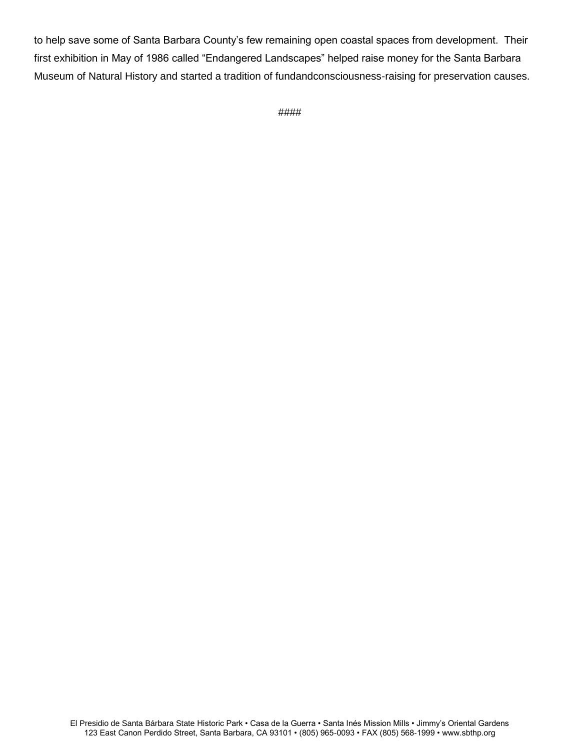to help save some of Santa Barbara County's few remaining open coastal spaces from development. Their first exhibition in May of 1986 called "Endangered Landscapes" helped raise money for the Santa Barbara Museum of Natural History and started a tradition of fundandconsciousness-raising for preservation causes.

####